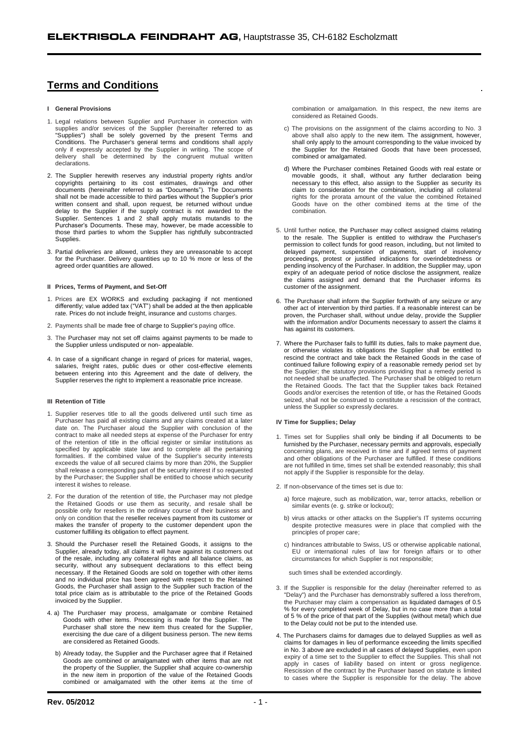**ELEKTRISOLA FEINDRAHT AG**, Hauptstrasse 35, CH-6182 Escholzmatt

# Terms and Conditions

## I General Provisions

1. Legal relations between Supplier and Purchaser in connection with supplies and/or services of the Supplier (hereinafter referred to as "Supplies") shall be solely governed by the present Terms and Conditions. The Purchaser's general terms and conditions shall apply only if expressly accepted by the Supplier in writing. The scope of delivery shall be determined by the congruent mutual written declarations.

2. The Supplier herewith reserves any industrial property rights and/or copyrights pertaining to its cost estimates, drawings and other documents (hereinafter referred to as "Documents"). The Documents shall not be made accessible to third parties without the Supplier's prior written consent and shall, upon request, be returned without undue delay to the Supplier if the supply contract is not awarded to the Supplier. Sentences 1 and 2 shall apply mutatis mutandis to the Purchaser's Documents. These may, however, be made accessible to those third parties to whom the Supplier has rightfully subcontracted Supplies.

3. Partial deliveries are allowed, unless they are unreasonable to accept for the Purchaser. Delivery quantities up to 10 % more or less of the agreed order quantities are allowed.

## II Prices, Terms of Payment, and Set-Off

1. Prices are EX WORKS and excluding packaging if not mentioned differently; value added tax ("VAT") shall be added at the then applicable rate. Prices do not include freight, insurance and customs charges.

2. Payments shall be made free of charge to Supplier's paying office.

3. The Purchaser may not set off claims against payments to be made to the Supplier unless undisputed or non- appealable.

4. In case of a significant change in regard of prices for material, wages, salaries, freight rates, public dues or other cost-effective elements between entering into this Agreement and the date of delivery, the Supplier reserves the right to implement a reasonable price increase.

## III Retention of Title

1. Supplier reserves title to all the goods delivered until such time as Purchaser has paid all existing claims and any claims created at a later date on. The Purchaser aloud the Supplier with conclusion of the contract to make all needed steps at expense of the Purchaser for entry of the retention of title in the official register or similar institutions as specified by applicable state law and to complete all the pertaining formalities. If the combined value of the Supplier's security interests exceeds the value of all secured claims by more than 20%, the Supplier shall release a corresponding part of the security interest if so requested by the Purchaser; the Supplier shall be entitled to choose which security interest it wishes to release.

2. For the duration of the retention of title, the Purchaser may not pledge the Retained Goods or use them as security, and resale shall be possible only for resellers in the ordinary course of their business and only on condition that the reseller receives payment from its customer or makes the transfer of property to the customer dependent upon the customer fulfilling its obligation to effect payment.

3. Should the Purchaser resell the Retained Goods, it assigns to the Supplier, already today, all claims it will have against its customers out of the resale, including any collateral rights and all balance claims, as security, without any subsequent declarations to this effect being necessary. If the Retained Goods are sold on together with other items and no individual price has been agreed with respect to the Retained Goods, the Purchaser shall assign to the Supplier such fraction of the total price claim as is attributable to the price of the Retained Goods invoiced by the Supplier.

4. a) The Purchaser may process, amalgamate or combine Retained Goods with other items. Processing is made for the Supplier. The Purchaser shall store the new item thus created for the Supplier, exercising the due care of a diligent business person. The new items are considered as Retained Goods.

   b) Already today, the Supplier and the Purchaser agree that if Retained Goods are combined or amalgamated with other items that are not the property of the Supplier, the Supplier shall acquire co-ownership in the new item in proportion of the value of the Retained Goods combined or amalgamated with the other items at the time of combination or amalgamation. In this respect, the new items are considered as Retained Goods.

   c) The provisions on the assignment of the claims according to No. 3 above shall also apply to the new item. The assignment, however, shall only apply to the amount corresponding to the value invoiced by the Supplier for the Retained Goods that have been processed, combined or amalgamated.

   d) Where the Purchaser combines Retained Goods with real estate or movable goods, it shall, without any further declaration being necessary to this effect, also assign to the Supplier as security its claim to consideration for the combination, including all collateral rights for the prorata amount of the value the combined Retained Goods have on the other combined items at the time of the combination.

5. Until further notice, the Purchaser may collect assigned claims relating to the resale. The Supplier is entitled to withdraw the Purchaser's permission to collect funds for good reason, including, but not limited to delayed payment, suspension of payments, start of insolvency proceedings, protest or justified indications for overindebtedness or pending insolvency of the Purchaser. In addition, the Supplier may, upon expiry of an adequate period of notice disclose the assignment, realize the claims assigned and demand that the Purchaser informs its customer of the assignment.

6. The Purchaser shall inform the Supplier forthwith of any seizure or any other act of intervention by third parties. If a reasonable interest can be proven, the Purchaser shall, without undue delay, provide the Supplier with the information and/or Documents necessary to assert the claims it has against its customers.

7. Where the Purchaser fails to fulfill its duties, fails to make payment due, or otherwise violates its obligations the Supplier shall be entitled to rescind the contract and take back the Retained Goods in the case of continued failure following expiry of a reasonable remedy period set by the Supplier; the statutory provisions providing that a remedy period is not needed shall be unaffected. The Purchaser shall be obliged to return the Retained Goods. The fact that the Supplier takes back Retained Goods and/or exercises the retention of title, or has the Retained Goods seized, shall not be construed to constitute a rescission of the contract, unless the Supplier so expressly declares.

## IV Time for Supplies; Delay

1. Times set for Supplies shall only be binding if all Documents to be furnished by the Purchaser, necessary permits and approvals, especially concerning plans, are received in time and if agreed terms of payment and other obligations of the Purchaser are fulfilled. If these conditions are not fulfilled in time, times set shall be extended reasonably; this shall not apply if the Supplier is responsible for the delay.

2. If non-observance of the times set is due to:

   a) force majeure, such as mobilization, war, terror attacks, rebellion or similar events (e. g. strike or lockout);

   b) virus attacks or other attacks on the Supplier's IT systems occurring despite protective measures were in place that complied with the principles of proper care;

   c) hindrances attributable to Swiss, US or otherwise applicable national, EU or international rules of law for foreign affairs or to other circumstances for which Supplier is not responsible;

   such times shall be extended accordingly.

3. If the Supplier is responsible for the delay (hereinafter referred to as "Delay") and the Purchaser has demonstrably suffered a loss therefrom, the Purchaser may claim a compensation as liquidated damages of 0.5 % for every completed week of Delay, but in no case more than a total of 5 % of the price of that part of the Supplies (without metal) which due to the Delay could not be put to the intended use.

4. The Purchasers claims for damages due to delayed Supplies as well as claims for damages in lieu of performance exceeding the limits specified in No. 3 above are excluded in all cases of delayed Supplies, even upon expiry of a time set to the Supplier to effect the Supplies. This shall not apply in cases of liability based on intent or gross negligence. Rescission of the contract by the Purchaser based on statute is limited to cases where the Supplier is responsible for the delay. The above

Rev. 05/2012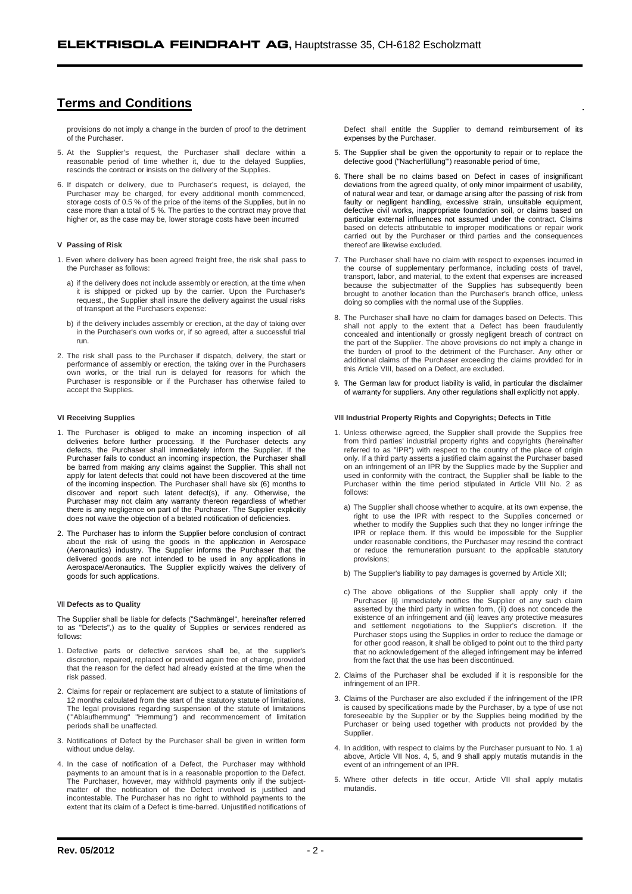provisions do not imply a change in the burden of proof to the detriment of the Purchaser.

5. At the Supplier's request, the Purchaser shall declare within a reasonable period of time whether it, due to the delayed Supplies, rescinds the contract or insists on the delivery of the Supplies.

6. If dispatch or delivery, due to Purchaser's request, is delayed, the Purchaser may be charged, for every additional month commenced, storage costs of 0.5 % of the price of the items of the Supplies, but in no case more than a total of 5 %. The parties to the contract may prove that higher or, as the case may be, lower storage costs have been incurred

### V Passing of Risk

1. Even where delivery has been agreed freight free, the risk shall pass to the Purchaser as follows:

   a) if the delivery does not include assembly or erection, at the time when it is shipped or picked up by the carrier. Upon the Purchaser's request,, the Supplier shall insure the delivery against the usual risks of transport at the Purchasers expense:

   b) if the delivery includes assembly or erection, at the day of taking over in the Purchaser's own works or, if so agreed, after a successful trial run.

2. The risk shall pass to the Purchaser if dispatch, delivery, the start or performance of assembly or erection, the taking over in the Purchasers own works, or the trial run is delayed for reasons for which the Purchaser is responsible or if the Purchaser has otherwise failed to accept the Supplies.

### VI Receiving Supplies

1. The Purchaser is obliged to make an incoming inspection of all deliveries before further processing. If the Purchaser detects any defects, the Purchaser shall immediately inform the Supplier. If the Purchaser fails to conduct an incoming inspection, the Purchaser shall be barred from making any claims against the Supplier. This shall not apply for latent defects that could not have been discovered at the time of the incoming inspection. The Purchaser shall have six (6) months to discover and report such latent defect(s), if any. Otherwise, the Purchaser may not claim any warranty thereon regardless of whether there is any negligence on part of the Purchaser. The Supplier explicitly does not waive the objection of a belated notification of deficiencies.

2. The Purchaser has to inform the Supplier before conclusion of contract about the risk of using the goods in the application in Aerospace (Aeronautics) industry. The Supplier informs the Purchaser that the delivered goods are not intended to be used in any applications in Aerospace/Aeronautics. The Supplier explicitly waives the delivery of goods for such applications.

### VII Defects as to Quality

The Supplier shall be liable for defects ("Sachmängel", hereinafter referred to as "Defects",) as to the quality of Supplies or services rendered as follows:

1. Defective parts or defective services shall be, at the supplier's discretion, repaired, replaced or provided again free of charge, provided that the reason for the defect had already existed at the time when the risk passed.

2. Claims for repair or replacement are subject to a statute of limitations of 12 months calculated from the start of the statutory statute of limitations. The legal provisions regarding suspension of the statute of limitations ("Ablaufhemmung" "Hemmung") and recommencement of limitation periods shall be unaffected.

3. Notifications of Defect by the Purchaser shall be given in written form without undue delay.

4. In the case of notification of a Defect, the Purchaser may withhold payments to an amount that is in a reasonable proportion to the Defect. The Purchaser, however, may withhold payments only if the subject-matter of the notification of the Defect involved is justified and incontestable. The Purchaser has no right to withhold payments to the extent that its claim of a Defect is time-barred. Unjustified notifications of Defect shall entitle the Supplier to demand reimbursement of its expenses by the Purchaser.

5. The Supplier shall be given the opportunity to repair or to replace the defective good ("Nacherfüllung") reasonable period of time,

6. There shall be no claims based on Defect in cases of insignificant deviations from the agreed quality, of only minor impairment of usability, of natural wear and tear, or damage arising after the passing of risk from faulty or negligent handling, excessive strain, unsuitable equipment, defective civil works, inappropriate foundation soil, or claims based on particular external influences not assumed under the contract. Claims based on defects attributable to improper modifications or repair work carried out by the Purchaser or third parties and the consequences thereof are likewise excluded.

7. The Purchaser shall have no claim with respect to expenses incurred in the course of supplementary performance, including costs of travel, transport, labor, and material, to the extent that expenses are increased because the subjectmatter of the Supplies has subsequently been brought to another location than the Purchaser's branch office, unless doing so complies with the normal use of the Supplies.

8. The Purchaser shall have no claim for damages based on Defects. This shall not apply to the extent that a Defect has been fraudulently concealed and intentionally or grossly negligent breach of contract on the part of the Supplier. The above provisions do not imply a change in the burden of proof to the detriment of the Purchaser. Any other or additional claims of the Purchaser exceeding the claims provided for in this Article VIII, based on a Defect, are excluded.

9. The German law for product liability is valid, in particular the disclaimer of warranty for suppliers. Any other regulations shall explicitly not apply.

### VIII Industrial Property Rights and Copyrights; Defects in Title

1. Unless otherwise agreed, the Supplier shall provide the Supplies free from third parties' industrial property rights and copyrights (hereinafter referred to as "IPR") with respect to the country of the place of origin only. If a third party asserts a justified claim against the Purchaser based on an infringement of an IPR by the Supplies made by the Supplier and used in conformity with the contract, the Supplier shall be liable to the Purchaser within the time period stipulated in Article VIII No. 2 as follows:

   a) The Supplier shall choose whether to acquire, at its own expense, the right to use the IPR with respect to the Supplies concerned or whether to modify the Supplies such that they no longer infringe the IPR or replace them. If this would be impossible for the Supplier under reasonable conditions, the Purchaser may rescind the contract or reduce the remuneration pursuant to the applicable statutory provisions;

   b) The Supplier's liability to pay damages is governed by Article XII;

   c) The above obligations of the Supplier shall apply only if the Purchaser {i} immediately notifies the Supplier of any such claim asserted by the third party in written form, (ii) does not concede the existence of an infringement and (iii) leaves any protective measures and settlement negotiations to the Supplier's discretion. If the Purchaser stops using the Supplies in order to reduce the damage or for other good reason, it shall be obliged to point out to the third party that no acknowledgement of the alleged infringement may be inferred from the fact that the use has been discontinued.

2. Claims of the Purchaser shall be excluded if it is responsible for the infringement of an IPR.

3. Claims of the Purchaser are also excluded if the infringement of the IPR is caused by specifications made by the Purchaser, by a type of use not foreseeable by the Supplier or by the Supplies being modified by the Purchaser or being used together with products not provided by the Supplier.

4. In addition, with respect to claims by the Purchaser pursuant to No. 1 a) above, Article VII Nos. 4, 5, and 9 shall apply mutatis mutandis in the event of an infringement of an IPR.

5. Where other defects in title occur, Article VII shall apply mutatis mutandis.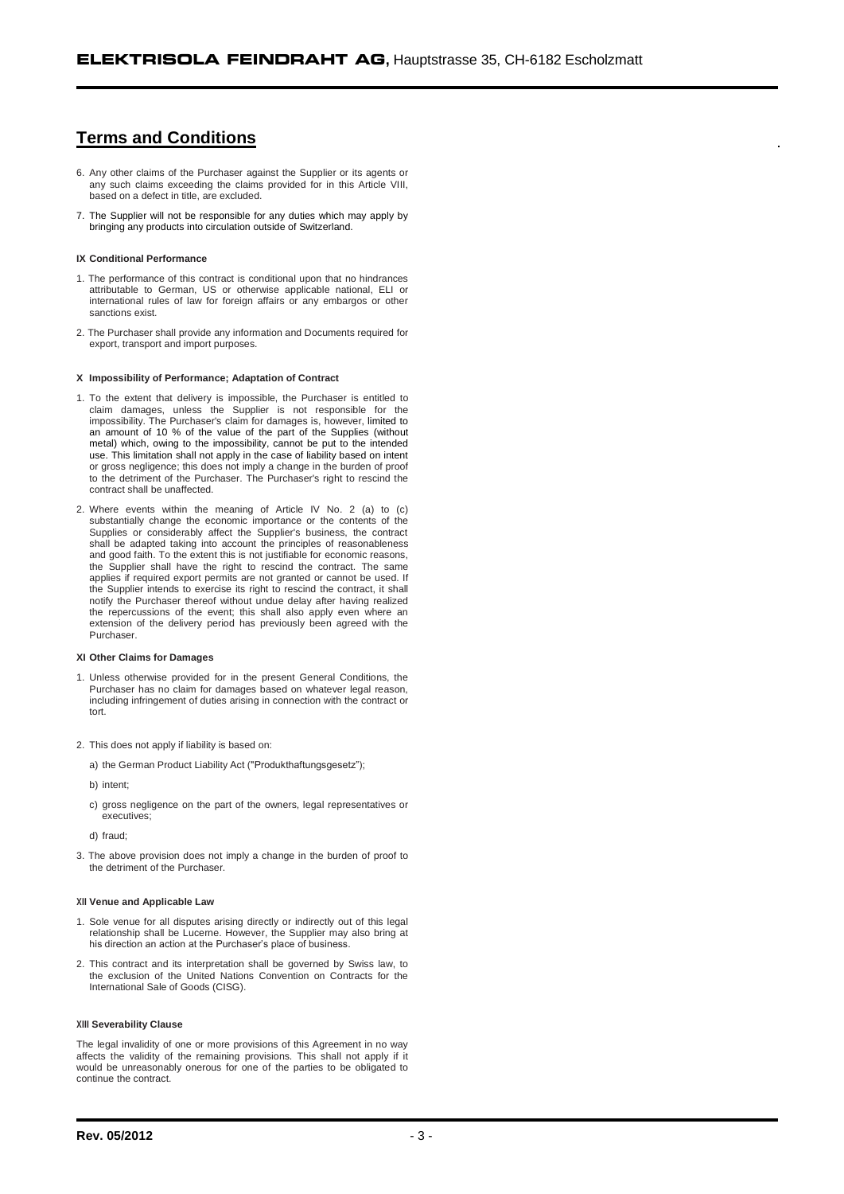## Terms and Conditions

6. Any other claims of the Purchaser against the Supplier or its agents or any such claims exceeding the claims provided for in this Article VIII, based on a defect in title, are excluded.

7. The Supplier will not be responsible for any duties which may apply by bringing any products into circulation outside of Switzerland.

#### IX Conditional Performance

1. The performance of this contract is conditional upon that no hindrances attributable to German, US or otherwise applicable national, ELI or international rules of law for foreign affairs or any embargos or other sanctions exist.

2. The Purchaser shall provide any information and Documents required for export, transport and import purposes.

#### X Impossibility of Performance; Adaptation of Contract

1. To the extent that delivery is impossible, the Purchaser is entitled to claim damages, unless the Supplier is not responsible for the impossibility. The Purchaser's claim for damages is, however, limited to an amount of 10 % of the value of the part of the Supplies (without metal) which, owing to the impossibility, cannot be put to the intended use. This limitation shall not apply in the case of liability based on intent or gross negligence; this does not imply a change in the burden of proof to the detriment of the Purchaser. The Purchaser's right to rescind the contract shall be unaffected.

2. Where events within the meaning of Article IV No. 2 (a) to (c) substantially change the economic importance or the contents of the Supplies or considerably affect the Supplier's business, the contract shall be adapted taking into account the principles of reasonableness and good faith. To the extent this is not justifiable for economic reasons, the Supplier shall have the right to rescind the contract. The same applies if required export permits are not granted or cannot be used. If the Supplier intends to exercise its right to rescind the contract, it shall notify the Purchaser thereof without undue delay after having realized the repercussions of the event; this shall also apply even where an extension of the delivery period has previously been agreed with the Purchaser.

#### XI Other Claims for Damages

1. Unless otherwise provided for in the present General Conditions, the Purchaser has no claim for damages based on whatever legal reason, including infringement of duties arising in connection with the contract or tort.

2. This does not apply if liability is based on:

   a) the German Product Liability Act ("Produkthaftungsgesetz");

   b) intent;

   c) gross negligence on the part of the owners, legal representatives or executives;

   d) fraud;

3. The above provision does not imply a change in the burden of proof to the detriment of the Purchaser.

#### XII Venue and Applicable Law

1. Sole venue for all disputes arising directly or indirectly out of this legal relationship shall be Lucerne. However, the Supplier may also bring at his direction an action at the Purchaser's place of business.

2. This contract and its interpretation shall be governed by Swiss law, to the exclusion of the United Nations Convention on Contracts for the International Sale of Goods (CISG).

#### XIII Severability Clause

The legal invalidity of one or more provisions of this Agreement in no way affects the validity of the remaining provisions. This shall not apply if it would be unreasonably onerous for one of the parties to be obligated to continue the contract.